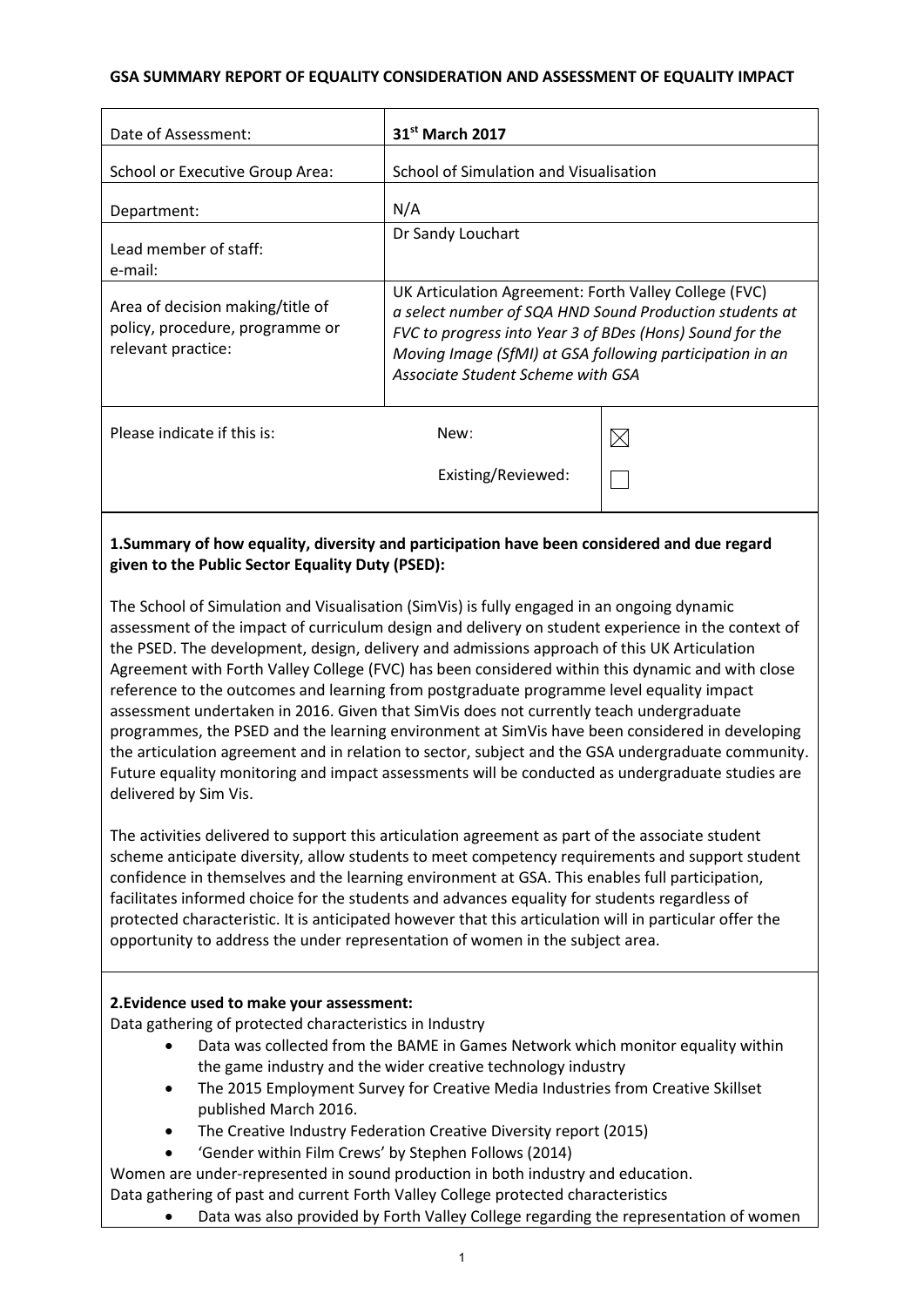**GSA SUMMARY REPORT OF EQUALITY CONSIDERATION AND ASSESSMENT OF EQUALITY IMPACT**

| | | |
|---|---|---|
| Date of Assessment: | **31st March 2017** | |
| School or Executive Group Area: | School of Simulation and Visualisation | |
| Department: | N/A | |
| Lead member of staff:<br>e-mail: | Dr Sandy Louchart | |
| Area of decision making/title of policy, procedure, programme or relevant practice: | UK Articulation Agreement: Forth Valley College (FVC)<br>*a select number of SQA HND Sound Production students at FVC to progress into Year 3 of BDes (Hons) Sound for the Moving Image (SfMI) at GSA following participation in an Associate Student Scheme with GSA* | |
| Please indicate if this is: | New: | ☒ |
| | Existing/Reviewed: | ☐ |

**1.Summary of how equality, diversity and participation have been considered and due regard given to the Public Sector Equality Duty (PSED):**

The School of Simulation and Visualisation (SimVis) is fully engaged in an ongoing dynamic assessment of the impact of curriculum design and delivery on student experience in the context of the PSED. The development, design, delivery and admissions approach of this UK Articulation Agreement with Forth Valley College (FVC) has been considered within this dynamic and with close reference to the outcomes and learning from postgraduate programme level equality impact assessment undertaken in 2016. Given that SimVis does not currently teach undergraduate programmes, the PSED and the learning environment at SimVis have been considered in developing the articulation agreement and in relation to sector, subject and the GSA undergraduate community. Future equality monitoring and impact assessments will be conducted as undergraduate studies are delivered by Sim Vis.

The activities delivered to support this articulation agreement as part of the associate student scheme anticipate diversity, allow students to meet competency requirements and support student confidence in themselves and the learning environment at GSA. This enables full participation, facilitates informed choice for the students and advances equality for students regardless of protected characteristic. It is anticipated however that this articulation will in particular offer the opportunity to address the under representation of women in the subject area.

**2.Evidence used to make your assessment:**

Data gathering of protected characteristics in Industry

- Data was collected from the BAME in Games Network which monitor equality within the game industry and the wider creative technology industry
- The 2015 Employment Survey for Creative Media Industries from Creative Skillset published March 2016.
- The Creative Industry Federation Creative Diversity report (2015)
- 'Gender within Film Crews' by Stephen Follows (2014)

Women are under-represented in sound production in both industry and education.

Data gathering of past and current Forth Valley College protected characteristics

- Data was also provided by Forth Valley College regarding the representation of women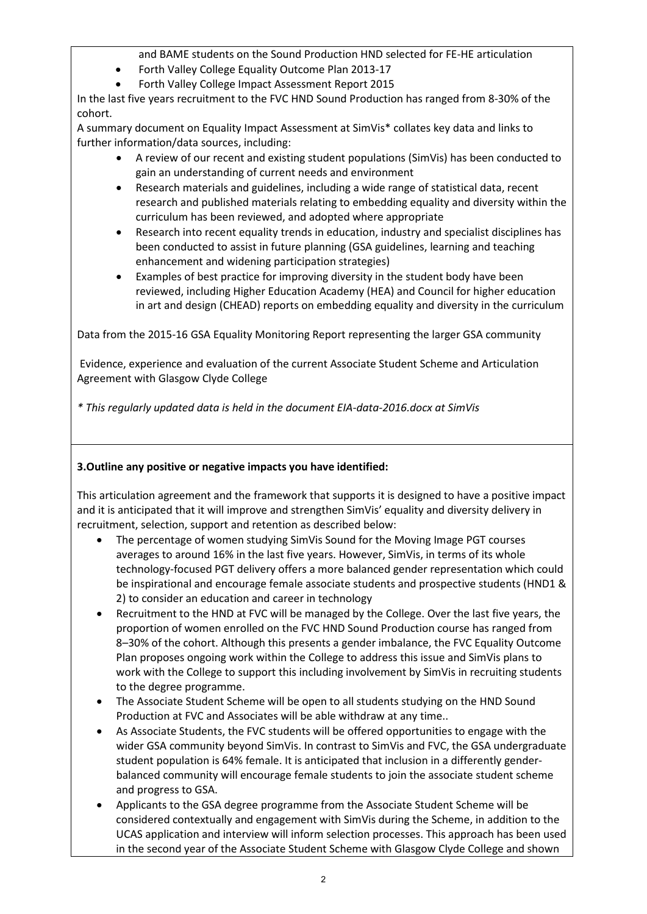and BAME students on the Sound Production HND selected for FE-HE articulation

- Forth Valley College Equality Outcome Plan 2013-17
- Forth Valley College Impact Assessment Report 2015

In the last five years recruitment to the FVC HND Sound Production has ranged from 8-30% of the cohort.

A summary document on Equality Impact Assessment at SimVis* collates key data and links to further information/data sources, including:

- A review of our recent and existing student populations (SimVis) has been conducted to gain an understanding of current needs and environment
- Research materials and guidelines, including a wide range of statistical data, recent research and published materials relating to embedding equality and diversity within the curriculum has been reviewed, and adopted where appropriate
- Research into recent equality trends in education, industry and specialist disciplines has been conducted to assist in future planning (GSA guidelines, learning and teaching enhancement and widening participation strategies)
- Examples of best practice for improving diversity in the student body have been reviewed, including Higher Education Academy (HEA) and Council for higher education in art and design (CHEAD) reports on embedding equality and diversity in the curriculum

Data from the 2015-16 GSA Equality Monitoring Report representing the larger GSA community

Evidence, experience and evaluation of the current Associate Student Scheme and Articulation Agreement with Glasgow Clyde College

*\* This regularly updated data is held in the document EIA-data-2016.docx at SimVis*

**3.Outline any positive or negative impacts you have identified:**

This articulation agreement and the framework that supports it is designed to have a positive impact and it is anticipated that it will improve and strengthen SimVis' equality and diversity delivery in recruitment, selection, support and retention as described below:

- The percentage of women studying SimVis Sound for the Moving Image PGT courses averages to around 16% in the last five years. However, SimVis, in terms of its whole technology-focused PGT delivery offers a more balanced gender representation which could be inspirational and encourage female associate students and prospective students (HND1 & 2) to consider an education and career in technology
- Recruitment to the HND at FVC will be managed by the College. Over the last five years, the proportion of women enrolled on the FVC HND Sound Production course has ranged from 8–30% of the cohort. Although this presents a gender imbalance, the FVC Equality Outcome Plan proposes ongoing work within the College to address this issue and SimVis plans to work with the College to support this including involvement by SimVis in recruiting students to the degree programme.
- The Associate Student Scheme will be open to all students studying on the HND Sound Production at FVC and Associates will be able withdraw at any time..
- As Associate Students, the FVC students will be offered opportunities to engage with the wider GSA community beyond SimVis. In contrast to SimVis and FVC, the GSA undergraduate student population is 64% female. It is anticipated that inclusion in a differently gender-balanced community will encourage female students to join the associate student scheme and progress to GSA.
- Applicants to the GSA degree programme from the Associate Student Scheme will be considered contextually and engagement with SimVis during the Scheme, in addition to the UCAS application and interview will inform selection processes. This approach has been used in the second year of the Associate Student Scheme with Glasgow Clyde College and shown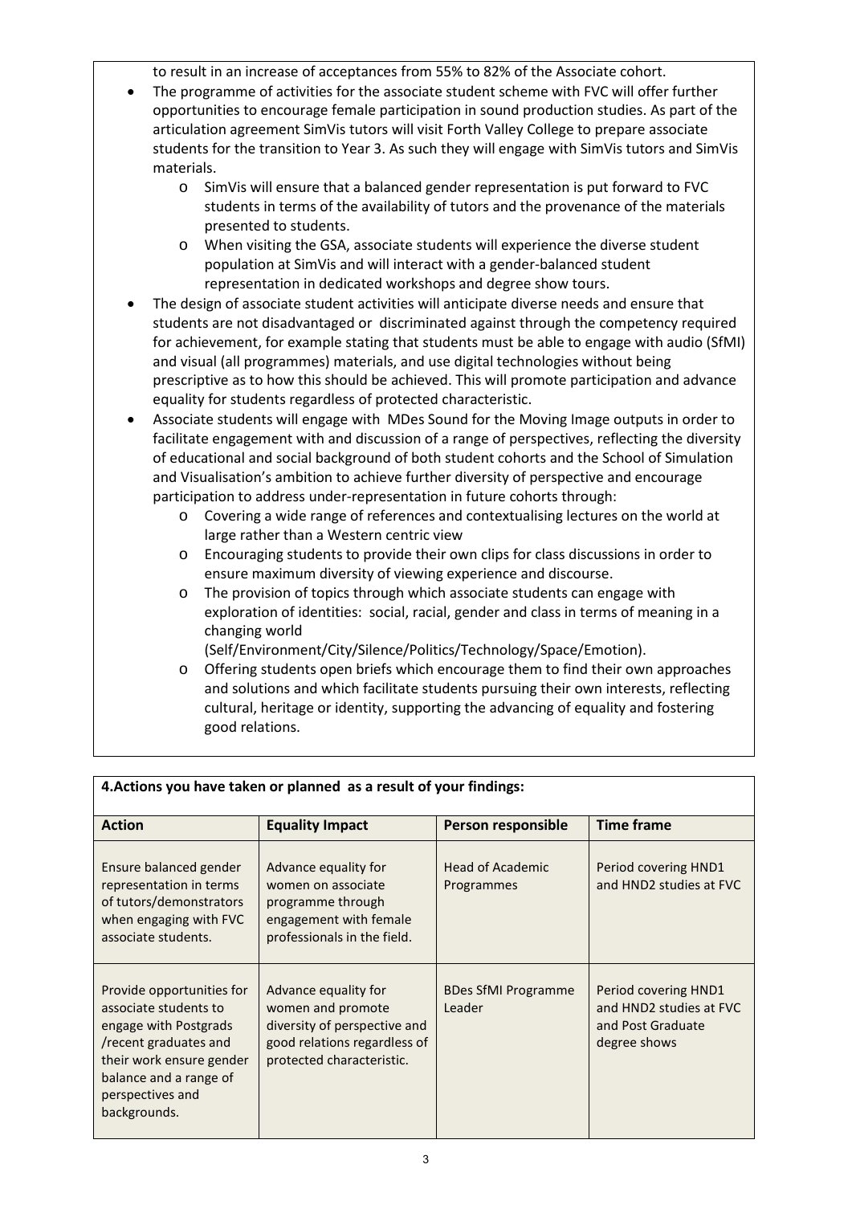to result in an increase of acceptances from 55% to 82% of the Associate cohort.

- The programme of activities for the associate student scheme with FVC will offer further opportunities to encourage female participation in sound production studies. As part of the articulation agreement SimVis tutors will visit Forth Valley College to prepare associate students for the transition to Year 3. As such they will engage with SimVis tutors and SimVis materials.
    - SimVis will ensure that a balanced gender representation is put forward to FVC students in terms of the availability of tutors and the provenance of the materials presented to students.
    - When visiting the GSA, associate students will experience the diverse student population at SimVis and will interact with a gender-balanced student representation in dedicated workshops and degree show tours.
- The design of associate student activities will anticipate diverse needs and ensure that students are not disadvantaged or discriminated against through the competency required for achievement, for example stating that students must be able to engage with audio (SfMI) and visual (all programmes) materials, and use digital technologies without being prescriptive as to how this should be achieved. This will promote participation and advance equality for students regardless of protected characteristic.
- Associate students will engage with MDes Sound for the Moving Image outputs in order to facilitate engagement with and discussion of a range of perspectives, reflecting the diversity of educational and social background of both student cohorts and the School of Simulation and Visualisation's ambition to achieve further diversity of perspective and encourage participation to address under-representation in future cohorts through:
    - Covering a wide range of references and contextualising lectures on the world at large rather than a Western centric view
    - Encouraging students to provide their own clips for class discussions in order to ensure maximum diversity of viewing experience and discourse.
    - The provision of topics through which associate students can engage with exploration of identities: social, racial, gender and class in terms of meaning in a changing world (Self/Environment/City/Silence/Politics/Technology/Space/Emotion).
    - Offering students open briefs which encourage them to find their own approaches and solutions and which facilitate students pursuing their own interests, reflecting cultural, heritage or identity, supporting the advancing of equality and fostering good relations.

**4.Actions you have taken or planned as a result of your findings:**

| Action | Equality Impact | Person responsible | Time frame |
|---|---|---|---|
| Ensure balanced gender representation in terms of tutors/demonstrators when engaging with FVC associate students. | Advance equality for women on associate programme through engagement with female professionals in the field. | Head of Academic Programmes | Period covering HND1 and HND2 studies at FVC |
| Provide opportunities for associate students to engage with Postgrads /recent graduates and their work ensure gender balance and a range of perspectives and backgrounds. | Advance equality for women and promote diversity of perspective and good relations regardless of protected characteristic. | BDes SfMI Programme Leader | Period covering HND1 and HND2 studies at FVC and Post Graduate degree shows |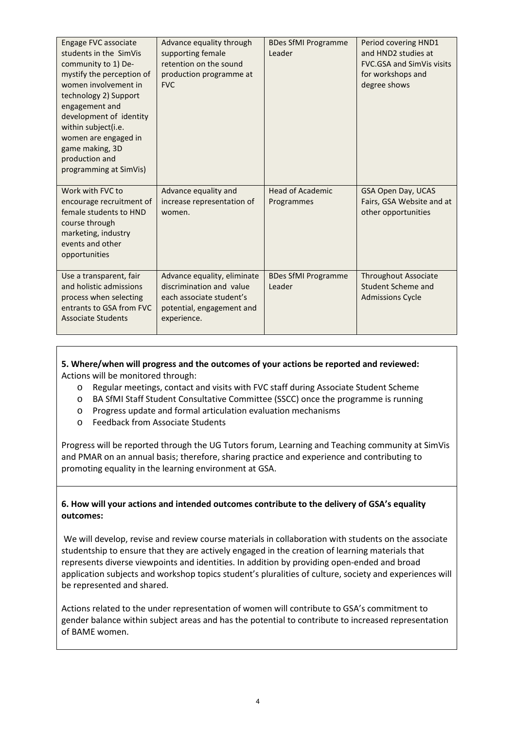| Engage FVC associate students in the SimVis community to 1) De-mystify the perception of women involvement in technology 2) Support engagement and development of identity within subject(i.e. women are engaged in game making, 3D production and programming at SimVis) | Advance equality through supporting female retention on the sound production programme at FVC | BDes SfMI Programme Leader | Period covering HND1 and HND2 studies at FVC.GSA and SimVis visits for workshops and degree shows |
|---|---|---|---|
| Work with FVC to encourage recruitment of female students to HND course through marketing, industry events and other opportunities | Advance equality and increase representation of women. | Head of Academic Programmes | GSA Open Day, UCAS Fairs, GSA Website and at other opportunities |
| Use a transparent, fair and holistic admissions process when selecting entrants to GSA from FVC Associate Students | Advance equality, eliminate discrimination and value each associate student's potential, engagement and experience. | BDes SfMI Programme Leader | Throughout Associate Student Scheme and Admissions Cycle |

**5. Where/when will progress and the outcomes of your actions be reported and reviewed:**
Actions will be monitored through:

- Regular meetings, contact and visits with FVC staff during Associate Student Scheme
- BA SfMI Staff Student Consultative Committee (SSCC) once the programme is running
- Progress update and formal articulation evaluation mechanisms
- Feedback from Associate Students

Progress will be reported through the UG Tutors forum, Learning and Teaching community at SimVis and PMAR on an annual basis; therefore, sharing practice and experience and contributing to promoting equality in the learning environment at GSA.

**6. How will your actions and intended outcomes contribute to the delivery of GSA's equality outcomes:**

We will develop, revise and review course materials in collaboration with students on the associate studentship to ensure that they are actively engaged in the creation of learning materials that represents diverse viewpoints and identities. In addition by providing open-ended and broad application subjects and workshop topics student's pluralities of culture, society and experiences will be represented and shared.

Actions related to the under representation of women will contribute to GSA's commitment to gender balance within subject areas and has the potential to contribute to increased representation of BAME women.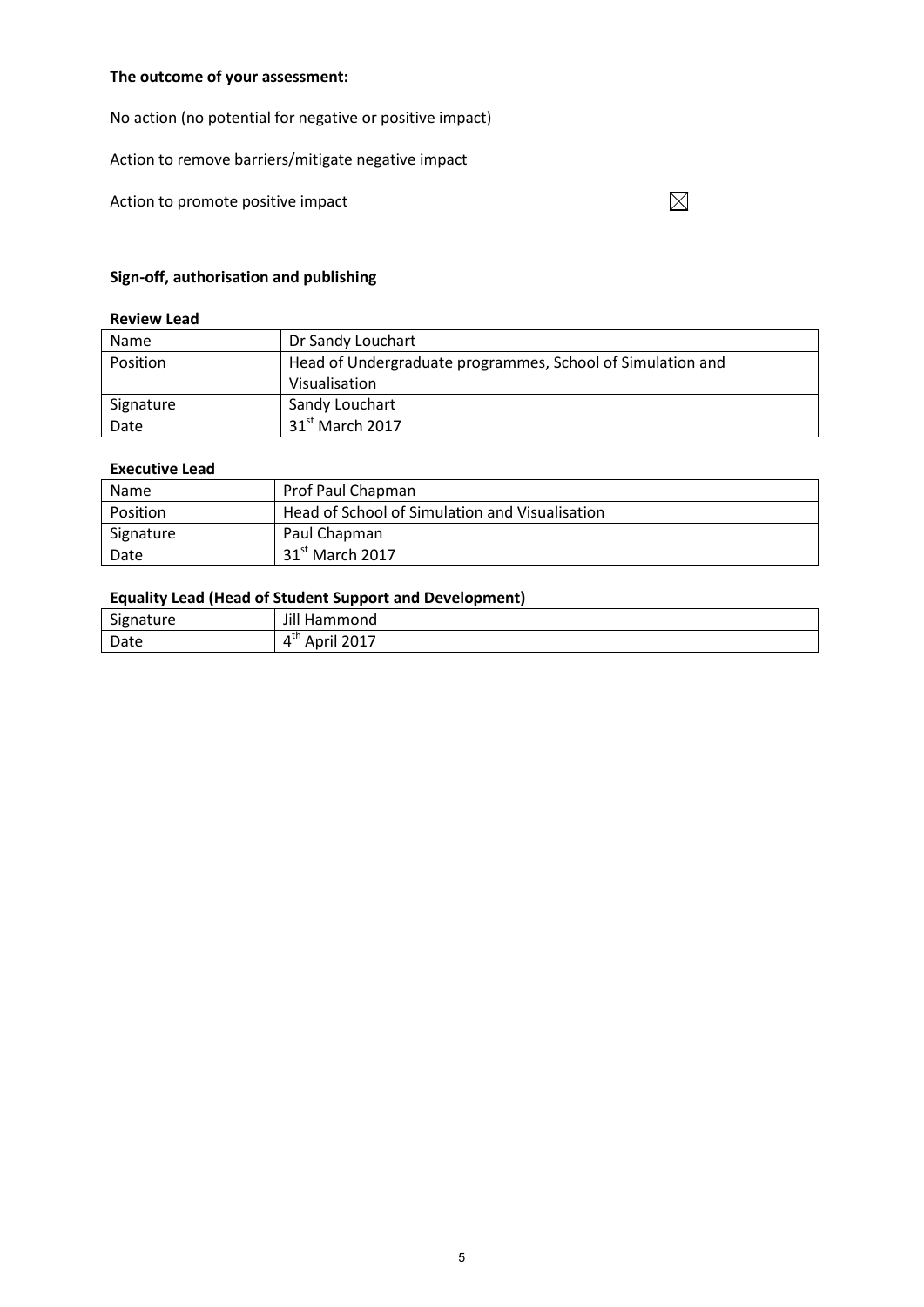**The outcome of your assessment:**

No action (no potential for negative or positive impact)

Action to remove barriers/mitigate negative impact

Action to promote positive impact ☒

**Sign-off, authorisation and publishing**

**Review Lead**

| | |
|---|---|
| Name | Dr Sandy Louchart |
| Position | Head of Undergraduate programmes, School of Simulation and Visualisation |
| Signature | Sandy Louchart |
| Date | 31st March 2017 |

**Executive Lead**

| | |
|---|---|
| Name | Prof Paul Chapman |
| Position | Head of School of Simulation and Visualisation |
| Signature | Paul Chapman |
| Date | 31st March 2017 |

**Equality Lead (Head of Student Support and Development)**

| | |
|---|---|
| Signature | Jill Hammond |
| Date | 4th April 2017 |